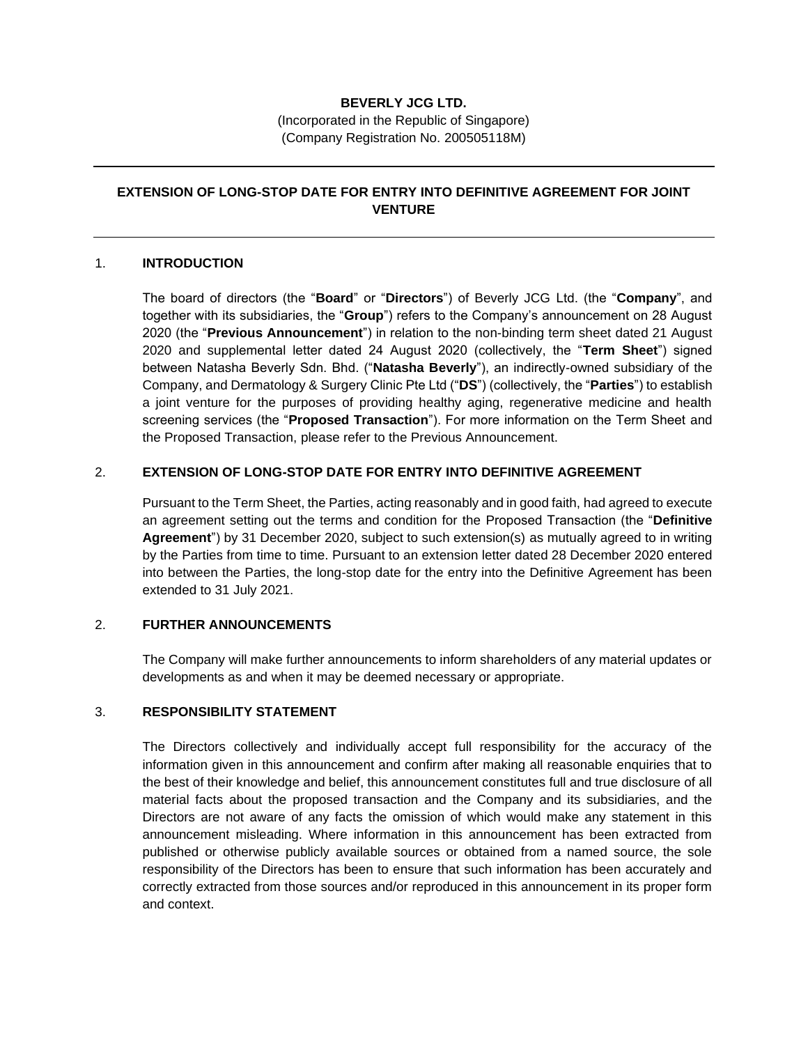**BEVERLY JCG LTD.**
(Incorporated in the Republic of Singapore)
(Company Registration No. 200505118M)

---

## EXTENSION OF LONG-STOP DATE FOR ENTRY INTO DEFINITIVE AGREEMENT FOR JOINT VENTURE

---

### 1. INTRODUCTION

The board of directors (the "**Board**" or "**Directors**") of Beverly JCG Ltd. (the "**Company**", and together with its subsidiaries, the "**Group**") refers to the Company's announcement on 28 August 2020 (the "**Previous Announcement**") in relation to the non-binding term sheet dated 21 August 2020 and supplemental letter dated 24 August 2020 (collectively, the "**Term Sheet**") signed between Natasha Beverly Sdn. Bhd. ("**Natasha Beverly**"), an indirectly-owned subsidiary of the Company, and Dermatology & Surgery Clinic Pte Ltd ("**DS**") (collectively, the "**Parties**") to establish a joint venture for the purposes of providing healthy aging, regenerative medicine and health screening services (the "**Proposed Transaction**"). For more information on the Term Sheet and the Proposed Transaction, please refer to the Previous Announcement.

### 2. EXTENSION OF LONG-STOP DATE FOR ENTRY INTO DEFINITIVE AGREEMENT

Pursuant to the Term Sheet, the Parties, acting reasonably and in good faith, had agreed to execute an agreement setting out the terms and condition for the Proposed Transaction (the "**Definitive Agreement**") by 31 December 2020, subject to such extension(s) as mutually agreed to in writing by the Parties from time to time. Pursuant to an extension letter dated 28 December 2020 entered into between the Parties, the long-stop date for the entry into the Definitive Agreement has been extended to 31 July 2021.

### 2. FURTHER ANNOUNCEMENTS

The Company will make further announcements to inform shareholders of any material updates or developments as and when it may be deemed necessary or appropriate.

### 3. RESPONSIBILITY STATEMENT

The Directors collectively and individually accept full responsibility for the accuracy of the information given in this announcement and confirm after making all reasonable enquiries that to the best of their knowledge and belief, this announcement constitutes full and true disclosure of all material facts about the proposed transaction and the Company and its subsidiaries, and the Directors are not aware of any facts the omission of which would make any statement in this announcement misleading. Where information in this announcement has been extracted from published or otherwise publicly available sources or obtained from a named source, the sole responsibility of the Directors has been to ensure that such information has been accurately and correctly extracted from those sources and/or reproduced in this announcement in its proper form and context.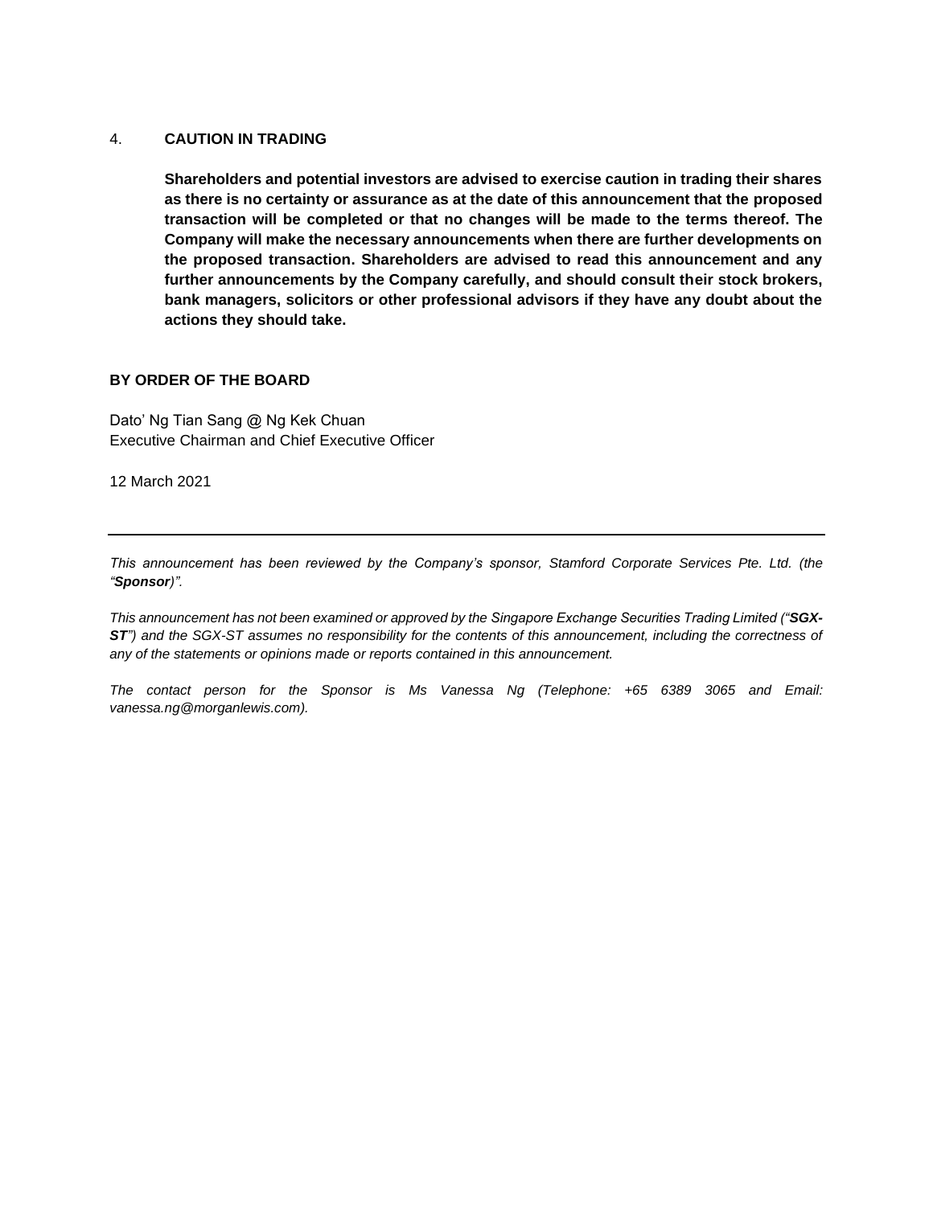## 4. CAUTION IN TRADING

**Shareholders and potential investors are advised to exercise caution in trading their shares as there is no certainty or assurance as at the date of this announcement that the proposed transaction will be completed or that no changes will be made to the terms thereof. The Company will make the necessary announcements when there are further developments on the proposed transaction. Shareholders are advised to read this announcement and any further announcements by the Company carefully, and should consult their stock brokers, bank managers, solicitors or other professional advisors if they have any doubt about the actions they should take.**

**BY ORDER OF THE BOARD**

Dato' Ng Tian Sang @ Ng Kek Chuan
Executive Chairman and Chief Executive Officer

12 March 2021

---

*This announcement has been reviewed by the Company's sponsor, Stamford Corporate Services Pte. Ltd. (the "**Sponsor**)".*

*This announcement has not been examined or approved by the Singapore Exchange Securities Trading Limited ("**SGX-ST**") and the SGX-ST assumes no responsibility for the contents of this announcement, including the correctness of any of the statements or opinions made or reports contained in this announcement.*

*The contact person for the Sponsor is Ms Vanessa Ng (Telephone: +65 6389 3065 and Email: vanessa.ng@morganlewis.com).*